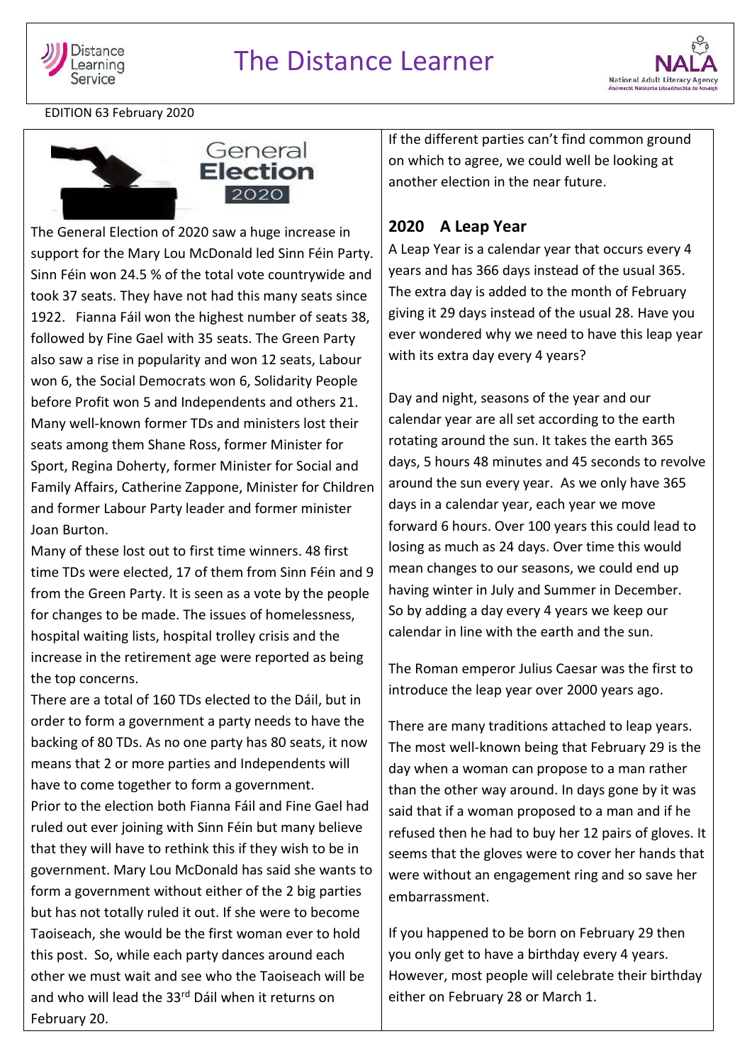# The Distance Learner

EDITION 63 February 2020

## General Election 2020

The General Election of 2020 saw a huge increase in support for the Mary Lou McDonald led Sinn Féin Party. Sinn Féin won 24.5 % of the total vote countrywide and took 37 seats. They have not had this many seats since 1922. Fianna Fáil won the highest number of seats 38, followed by Fine Gael with 35 seats. The Green Party also saw a rise in popularity and won 12 seats, Labour won 6, the Social Democrats won 6, Solidarity People before Profit won 5 and Independents and others 21. Many well-known former TDs and ministers lost their seats among them Shane Ross, former Minister for Sport, Regina Doherty, former Minister for Social and Family Affairs, Catherine Zappone, Minister for Children and former Labour Party leader and former minister Joan Burton.

Many of these lost out to first time winners. 48 first time TDs were elected, 17 of them from Sinn Féin and 9 from the Green Party. It is seen as a vote by the people for changes to be made. The issues of homelessness, hospital waiting lists, hospital trolley crisis and the increase in the retirement age were reported as being the top concerns.

There are a total of 160 TDs elected to the Dáil, but in order to form a government a party needs to have the backing of 80 TDs. As no one party has 80 seats, it now means that 2 or more parties and Independents will have to come together to form a government.

Prior to the election both Fianna Fáil and Fine Gael had ruled out ever joining with Sinn Féin but many believe that they will have to rethink this if they wish to be in government. Mary Lou McDonald has said she wants to form a government without either of the 2 big parties but has not totally ruled it out. If she were to become Taoiseach, she would be the first woman ever to hold this post. So, while each party dances around each other we must wait and see who the Taoiseach will be and who will lead the 33rd Dáil when it returns on February 20.

If the different parties can't find common ground on which to agree, we could well be looking at another election in the near future.

## 2020 A Leap Year

A Leap Year is a calendar year that occurs every 4 years and has 366 days instead of the usual 365. The extra day is added to the month of February giving it 29 days instead of the usual 28. Have you ever wondered why we need to have this leap year with its extra day every 4 years?

Day and night, seasons of the year and our calendar year are all set according to the earth rotating around the sun. It takes the earth 365 days, 5 hours 48 minutes and 45 seconds to revolve around the sun every year. As we only have 365 days in a calendar year, each year we move forward 6 hours. Over 100 years this could lead to losing as much as 24 days. Over time this would mean changes to our seasons, we could end up having winter in July and Summer in December. So by adding a day every 4 years we keep our calendar in line with the earth and the sun.

The Roman emperor Julius Caesar was the first to introduce the leap year over 2000 years ago.

There are many traditions attached to leap years. The most well-known being that February 29 is the day when a woman can propose to a man rather than the other way around. In days gone by it was said that if a woman proposed to a man and if he refused then he had to buy her 12 pairs of gloves. It seems that the gloves were to cover her hands that were without an engagement ring and so save her embarrassment.

If you happened to be born on February 29 then you only get to have a birthday every 4 years. However, most people will celebrate their birthday either on February 28 or March 1.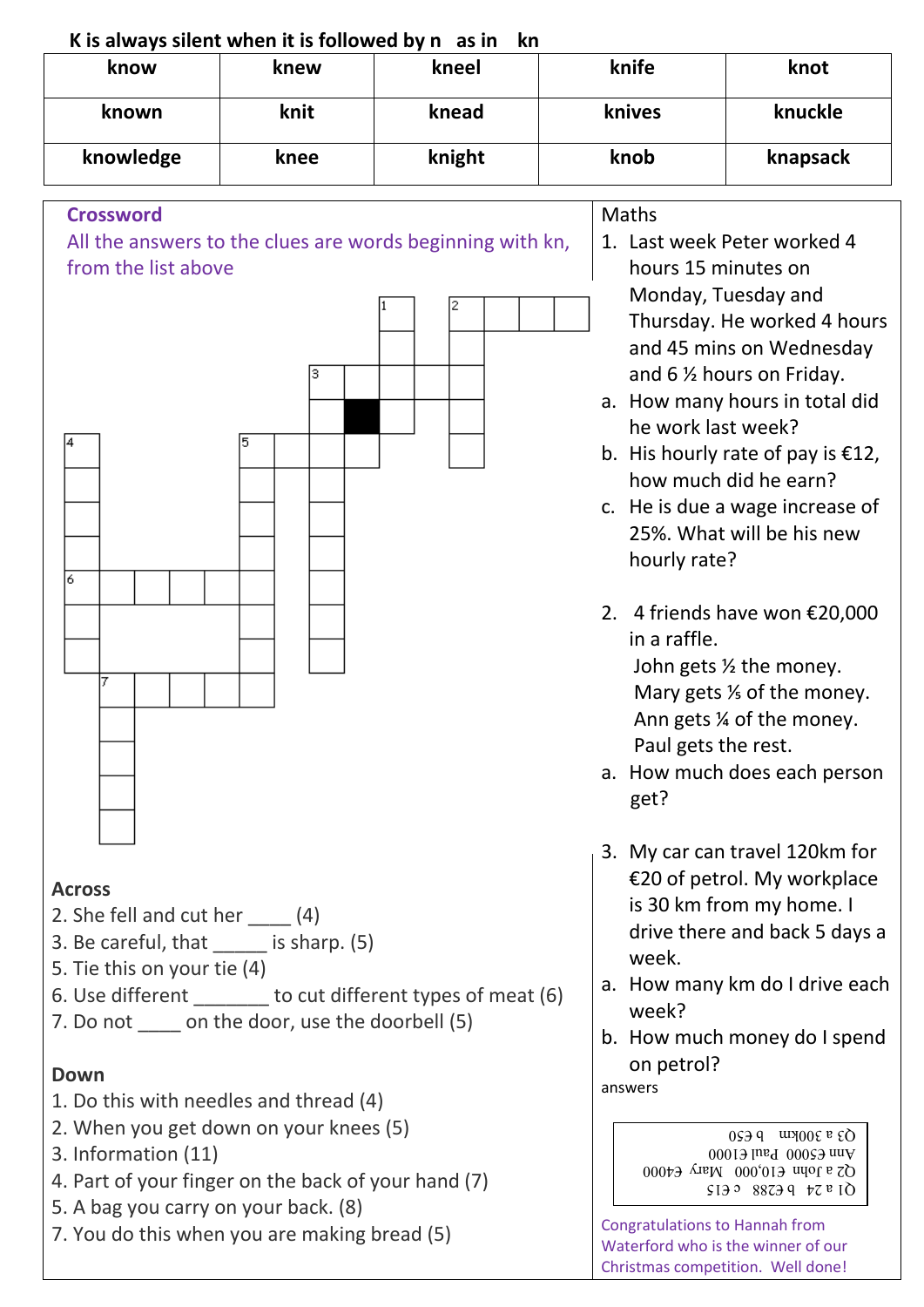**K is always silent when it is followed by n as in kn**

| | | | | |
|---|---|---|---|---|
| know | knew | kneel | knife | knot |
| known | knit | knead | knives | knuckle |
| knowledge | knee | knight | knob | knapsack |

## Crossword

All the answers to the clues are words beginning with kn, from the list above

**Across**

2. She fell and cut her ____ (4)
3. Be careful, that ______ is sharp. (5)
5. Tie this on your tie (4)
6. Use different _______ to cut different types of meat (6)
7. Do not ____ on the door, use the doorbell (5)

**Down**

1. Do this with needles and thread (4)
2. When you get down on your knees (5)
3. Information (11)
4. Part of your finger on the back of your hand (7)
5. A bag you carry on your back. (8)
7. You do this when you are making bread (5)

## Maths

1. Last week Peter worked 4 hours 15 minutes on Monday, Tuesday and Thursday. He worked 4 hours and 45 mins on Wednesday and 6 ½ hours on Friday.
   a. How many hours in total did he work last week?
   b. His hourly rate of pay is €12, how much did he earn?
   c. He is due a wage increase of 25%. What will be his new hourly rate?

2. 4 friends have won €20,000 in a raffle.
   John gets ½ the money.
   Mary gets ⅕ of the money.
   Ann gets ¼ of the money.
   Paul gets the rest.
   a. How much does each person get?

3. My car can travel 120km for €20 of petrol. My workplace is 30 km from my home. I drive there and back 5 days a week.
   a. How many km do I drive each week?
   b. How much money do I spend on petrol?

answers

Q1 a 24 b €288 c €15
Q2 a John €10,000 Mary €4000
Ann €5000 Paul €1000
Q3 a 300km b €50

Congratulations to Hannah from Waterford who is the winner of our Christmas competition. Well done!